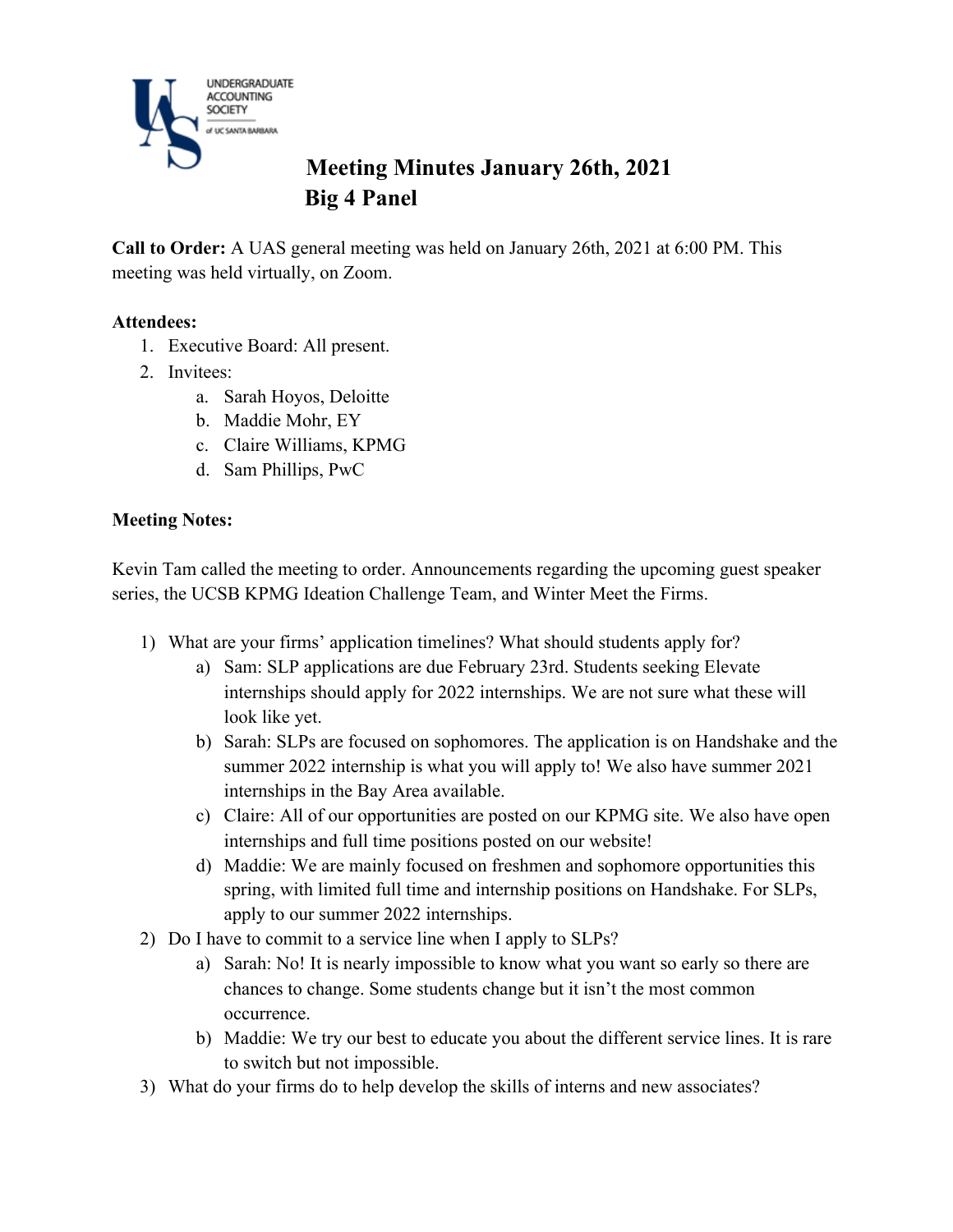UNDERGRADUATE ACCOUNTING SOCIETY of UC SANTA BARBARA

# Meeting Minutes January 26th, 2021
# Big 4 Panel

**Call to Order:** A UAS general meeting was held on January 26th, 2021 at 6:00 PM. This meeting was held virtually, on Zoom.

**Attendees:**

1. Executive Board: All present.
2. Invitees:
   a. Sarah Hoyos, Deloitte
   b. Maddie Mohr, EY
   c. Claire Williams, KPMG
   d. Sam Phillips, PwC

**Meeting Notes:**

Kevin Tam called the meeting to order. Announcements regarding the upcoming guest speaker series, the UCSB KPMG Ideation Challenge Team, and Winter Meet the Firms.

1) What are your firms' application timelines? What should students apply for?
   a) Sam: SLP applications are due February 23rd. Students seeking Elevate internships should apply for 2022 internships. We are not sure what these will look like yet.
   b) Sarah: SLPs are focused on sophomores. The application is on Handshake and the summer 2022 internship is what you will apply to! We also have summer 2021 internships in the Bay Area available.
   c) Claire: All of our opportunities are posted on our KPMG site. We also have open internships and full time positions posted on our website!
   d) Maddie: We are mainly focused on freshmen and sophomore opportunities this spring, with limited full time and internship positions on Handshake. For SLPs, apply to our summer 2022 internships.
2) Do I have to commit to a service line when I apply to SLPs?
   a) Sarah: No! It is nearly impossible to know what you want so early so there are chances to change. Some students change but it isn't the most common occurrence.
   b) Maddie: We try our best to educate you about the different service lines. It is rare to switch but not impossible.
3) What do your firms do to help develop the skills of interns and new associates?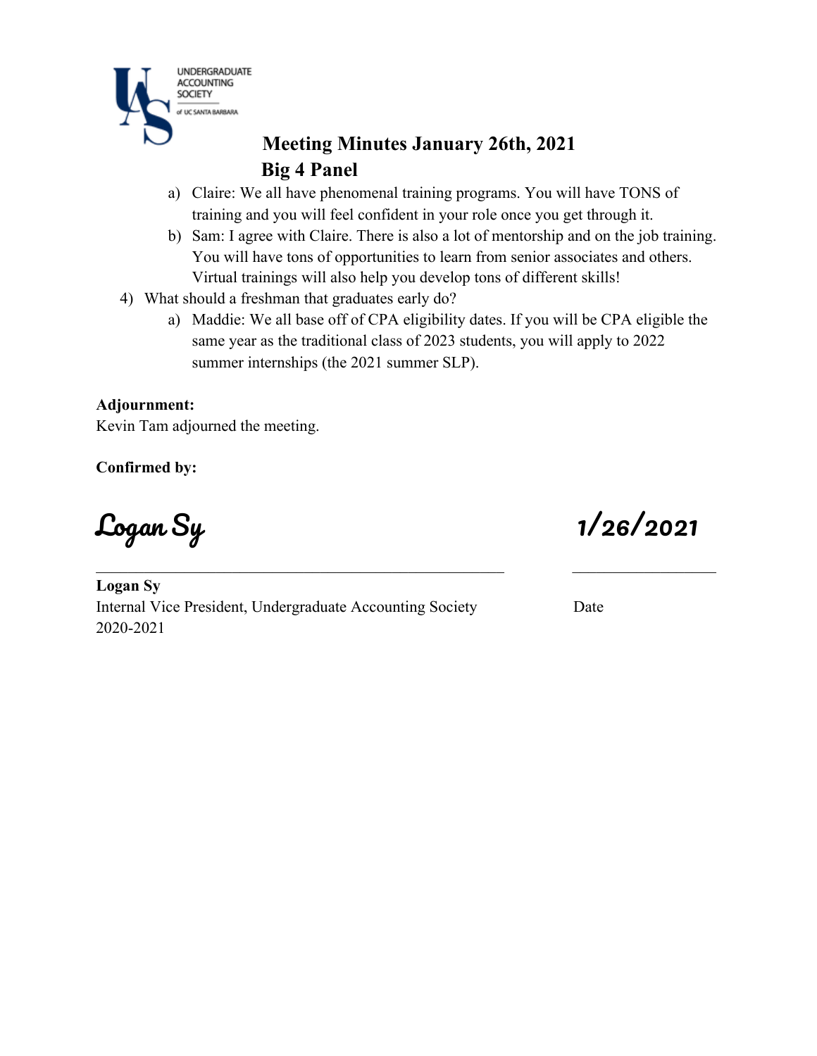UNDERGRADUATE ACCOUNTING SOCIETY of UC SANTA BARBARA

# Meeting Minutes January 26th, 2021

## Big 4 Panel

   a) Claire: We all have phenomenal training programs. You will have TONS of training and you will feel confident in your role once you get through it.
   b) Sam: I agree with Claire. There is also a lot of mentorship and on the job training. You will have tons of opportunities to learn from senior associates and others. Virtual trainings will also help you develop tons of different skills!

4) What should a freshman that graduates early do?
   a) Maddie: We all base off of CPA eligibility dates. If you will be CPA eligible the same year as the traditional class of 2023 students, you will apply to 2022 summer internships (the 2021 summer SLP).

**Adjournment:**
Kevin Tam adjourned the meeting.

**Confirmed by:**

Logan Sy                                                  1/26/2021

_______________________________________                 ______________

**Logan Sy**
Internal Vice President, Undergraduate Accounting Society          Date
2020-2021